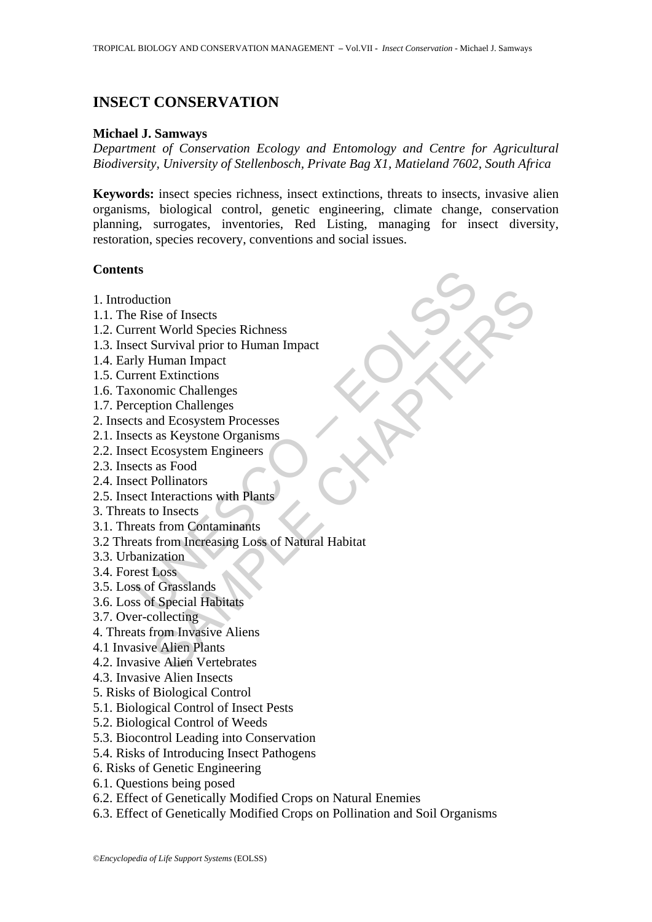# INSECT CONSERVATION

**Michael J. Samways**

*Department of Conservation Ecology and Entomology and Centre for Agricultural Biodiversity, University of Stellenbosch, Private Bag X1, Matieland 7602, South Africa*

**Keywords:** insect species richness, insect extinctions, threats to insects, invasive alien organisms, biological control, genetic engineering, climate change, conservation planning, surrogates, inventories, Red Listing, managing for insect diversity, restoration, species recovery, conventions and social issues.

## Contents

1. Introduction
1.1. The Rise of Insects
1.2. Current World Species Richness
1.3. Insect Survival prior to Human Impact
1.4. Early Human Impact
1.5. Current Extinctions
1.6. Taxonomic Challenges
1.7. Perception Challenges
2. Insects and Ecosystem Processes
2.1. Insects as Keystone Organisms
2.2. Insect Ecosystem Engineers
2.3. Insects as Food
2.4. Insect Pollinators
2.5. Insect Interactions with Plants
3. Threats to Insects
3.1. Threats from Contaminants
3.2 Threats from Increasing Loss of Natural Habitat
3.3. Urbanization
3.4. Forest Loss
3.5. Loss of Grasslands
3.6. Loss of Special Habitats
3.7. Over-collecting
4. Threats from Invasive Aliens
4.1 Invasive Alien Plants
4.2. Invasive Alien Vertebrates
4.3. Invasive Alien Insects
5. Risks of Biological Control
5.1. Biological Control of Insect Pests
5.2. Biological Control of Weeds
5.3. Biocontrol Leading into Conservation
5.4. Risks of Introducing Insect Pathogens
6. Risks of Genetic Engineering
6.1. Questions being posed
6.2. Effect of Genetically Modified Crops on Natural Enemies
6.3. Effect of Genetically Modified Crops on Pollination and Soil Organisms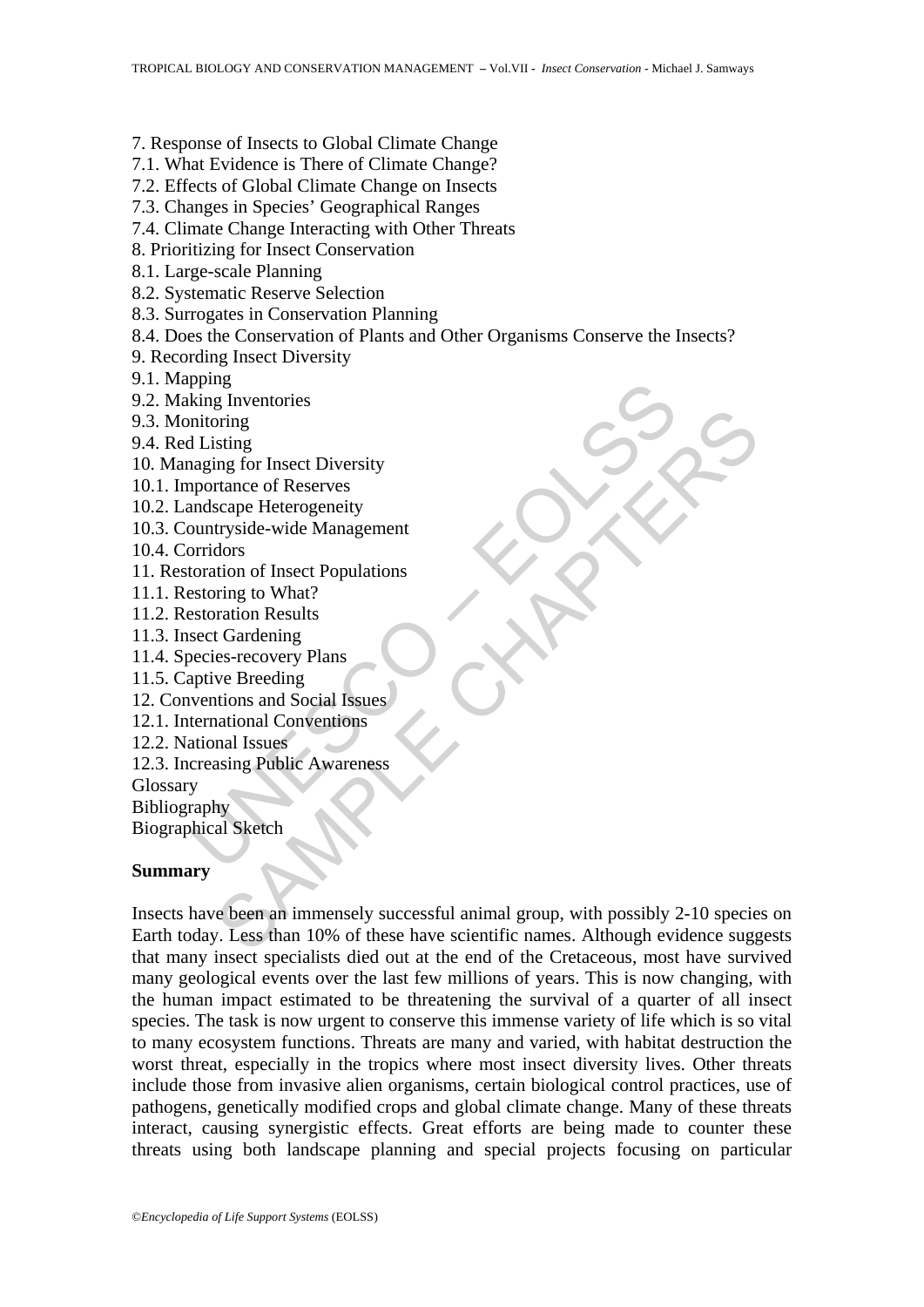7. Response of Insects to Global Climate Change
7.1. What Evidence is There of Climate Change?
7.2. Effects of Global Climate Change on Insects
7.3. Changes in Species' Geographical Ranges
7.4. Climate Change Interacting with Other Threats
8. Prioritizing for Insect Conservation
8.1. Large-scale Planning
8.2. Systematic Reserve Selection
8.3. Surrogates in Conservation Planning
8.4. Does the Conservation of Plants and Other Organisms Conserve the Insects?
9. Recording Insect Diversity
9.1. Mapping
9.2. Making Inventories
9.3. Monitoring
9.4. Red Listing
10. Managing for Insect Diversity
10.1. Importance of Reserves
10.2. Landscape Heterogeneity
10.3. Countryside-wide Management
10.4. Corridors
11. Restoration of Insect Populations
11.1. Restoring to What?
11.2. Restoration Results
11.3. Insect Gardening
11.4. Species-recovery Plans
11.5. Captive Breeding
12. Conventions and Social Issues
12.1. International Conventions
12.2. National Issues
12.3. Increasing Public Awareness
Glossary
Bibliography
Biographical Sketch

**Summary**

Insects have been an immensely successful animal group, with possibly 2-10 species on Earth today. Less than 10% of these have scientific names. Although evidence suggests that many insect specialists died out at the end of the Cretaceous, most have survived many geological events over the last few millions of years. This is now changing, with the human impact estimated to be threatening the survival of a quarter of all insect species. The task is now urgent to conserve this immense variety of life which is so vital to many ecosystem functions. Threats are many and varied, with habitat destruction the worst threat, especially in the tropics where most insect diversity lives. Other threats include those from invasive alien organisms, certain biological control practices, use of pathogens, genetically modified crops and global climate change. Many of these threats interact, causing synergistic effects. Great efforts are being made to counter these threats using both landscape planning and special projects focusing on particular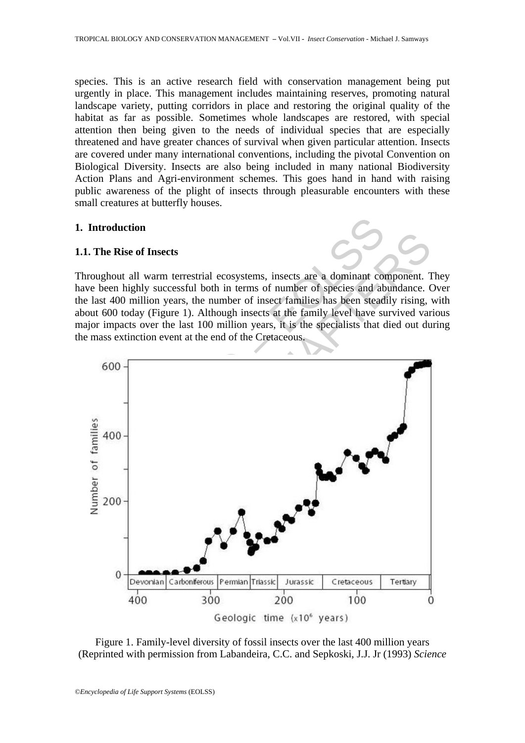species. This is an active research field with conservation management being put urgently in place. This management includes maintaining reserves, promoting natural landscape variety, putting corridors in place and restoring the original quality of the habitat as far as possible. Sometimes whole landscapes are restored, with special attention then being given to the needs of individual species that are especially threatened and have greater chances of survival when given particular attention. Insects are covered under many international conventions, including the pivotal Convention on Biological Diversity. Insects are also being included in many national Biodiversity Action Plans and Agri-environment schemes. This goes hand in hand with raising public awareness of the plight of insects through pleasurable encounters with these small creatures at butterfly houses.

## 1. Introduction

### 1.1. The Rise of Insects

Throughout all warm terrestrial ecosystems, insects are a dominant component. They have been highly successful both in terms of number of species and abundance. Over the last 400 million years, the number of insect families has been steadily rising, with about 600 today (Figure 1). Although insects at the family level have survived various major impacts over the last 100 million years, it is the specialists that died out during the mass extinction event at the end of the Cretaceous.

Figure 1. Family-level diversity of fossil insects over the last 400 million years (Reprinted with permission from Labandeira, C.C. and Sepkoski, J.J. Jr (1993) *Science*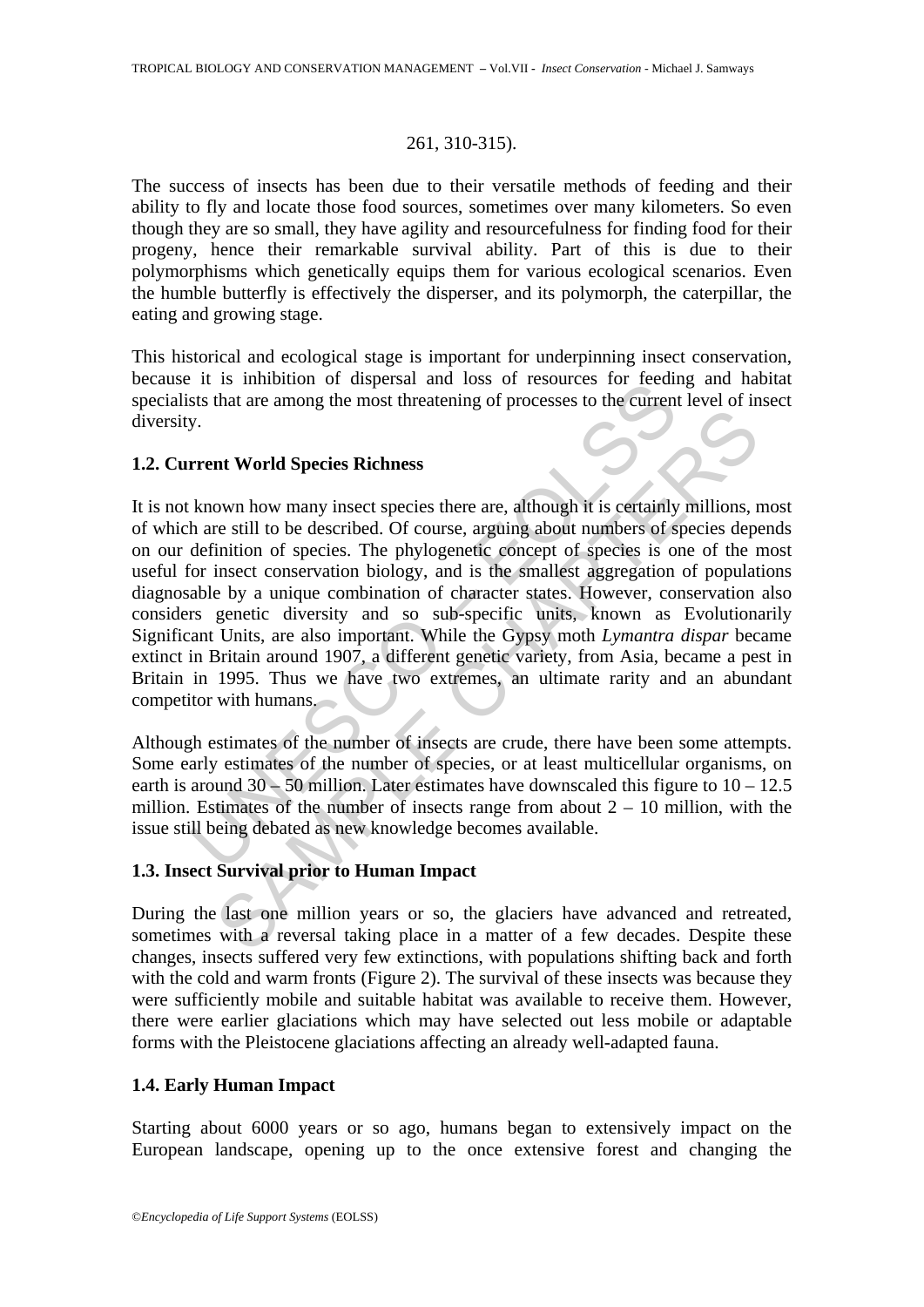261, 310-315).

The success of insects has been due to their versatile methods of feeding and their ability to fly and locate those food sources, sometimes over many kilometers. So even though they are so small, they have agility and resourcefulness for finding food for their progeny, hence their remarkable survival ability. Part of this is due to their polymorphisms which genetically equips them for various ecological scenarios. Even the humble butterfly is effectively the disperser, and its polymorph, the caterpillar, the eating and growing stage.

This historical and ecological stage is important for underpinning insect conservation, because it is inhibition of dispersal and loss of resources for feeding and habitat specialists that are among the most threatening of processes to the current level of insect diversity.

### 1.2. Current World Species Richness

It is not known how many insect species there are, although it is certainly millions, most of which are still to be described. Of course, arguing about numbers of species depends on our definition of species. The phylogenetic concept of species is one of the most useful for insect conservation biology, and is the smallest aggregation of populations diagnosable by a unique combination of character states. However, conservation also considers genetic diversity and so sub-specific units, known as Evolutionarily Significant Units, are also important. While the Gypsy moth *Lymantra dispar* became extinct in Britain around 1907, a different genetic variety, from Asia, became a pest in Britain in 1995. Thus we have two extremes, an ultimate rarity and an abundant competitor with humans.

Although estimates of the number of insects are crude, there have been some attempts. Some early estimates of the number of species, or at least multicellular organisms, on earth is around 30 – 50 million. Later estimates have downscaled this figure to 10 – 12.5 million. Estimates of the number of insects range from about 2 – 10 million, with the issue still being debated as new knowledge becomes available.

### 1.3. Insect Survival prior to Human Impact

During the last one million years or so, the glaciers have advanced and retreated, sometimes with a reversal taking place in a matter of a few decades. Despite these changes, insects suffered very few extinctions, with populations shifting back and forth with the cold and warm fronts (Figure 2). The survival of these insects was because they were sufficiently mobile and suitable habitat was available to receive them. However, there were earlier glaciations which may have selected out less mobile or adaptable forms with the Pleistocene glaciations affecting an already well-adapted fauna.

### 1.4. Early Human Impact

Starting about 6000 years or so ago, humans began to extensively impact on the European landscape, opening up to the once extensive forest and changing the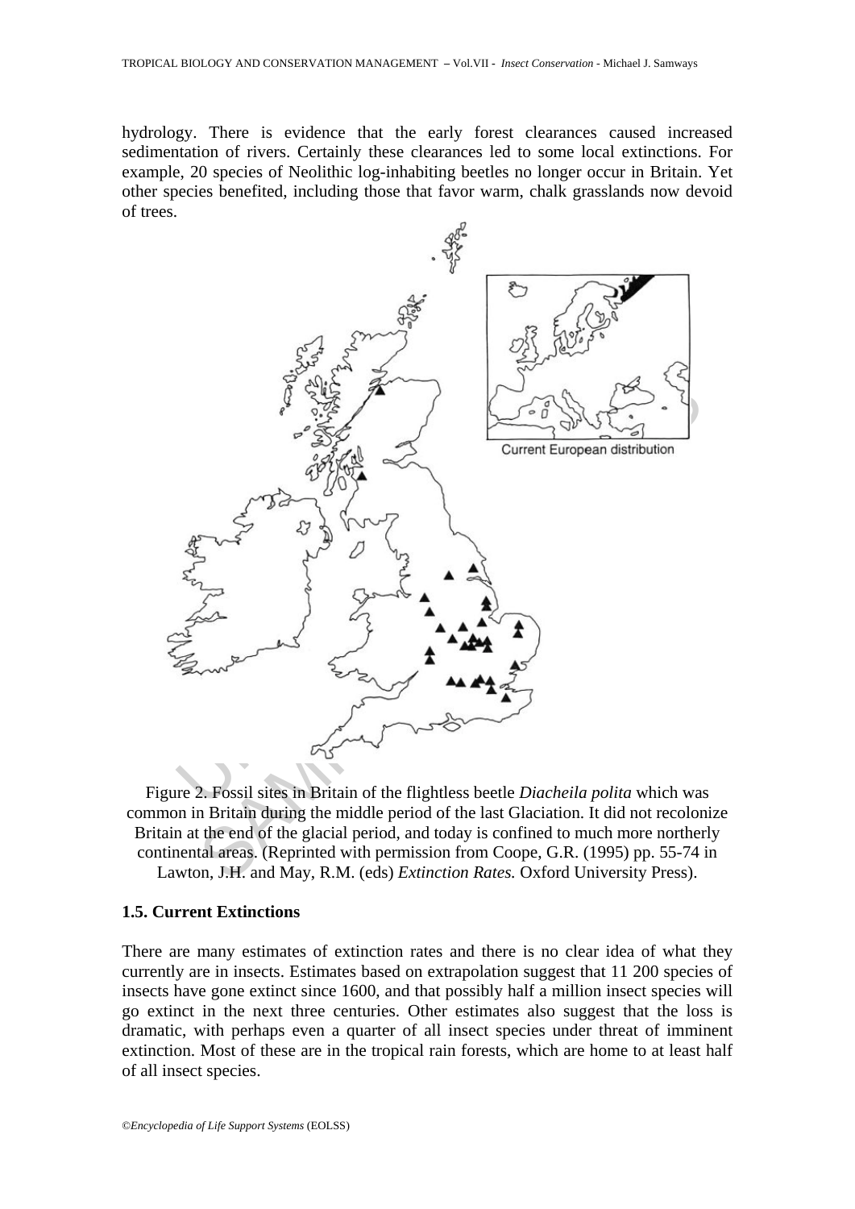hydrology. There is evidence that the early forest clearances caused increased sedimentation of rivers. Certainly these clearances led to some local extinctions. For example, 20 species of Neolithic log-inhabiting beetles no longer occur in Britain. Yet other species benefited, including those that favor warm, chalk grasslands now devoid of trees.

Figure 2. Fossil sites in Britain of the flightless beetle *Diacheila polita* which was common in Britain during the middle period of the last Glaciation. It did not recolonize Britain at the end of the glacial period, and today is confined to much more northerly continental areas. (Reprinted with permission from Coope, G.R. (1995) pp. 55-74 in Lawton, J.H. and May, R.M. (eds) *Extinction Rates.* Oxford University Press).

### 1.5. Current Extinctions

There are many estimates of extinction rates and there is no clear idea of what they currently are in insects. Estimates based on extrapolation suggest that 11 200 species of insects have gone extinct since 1600, and that possibly half a million insect species will go extinct in the next three centuries. Other estimates also suggest that the loss is dramatic, with perhaps even a quarter of all insect species under threat of imminent extinction. Most of these are in the tropical rain forests, which are home to at least half of all insect species.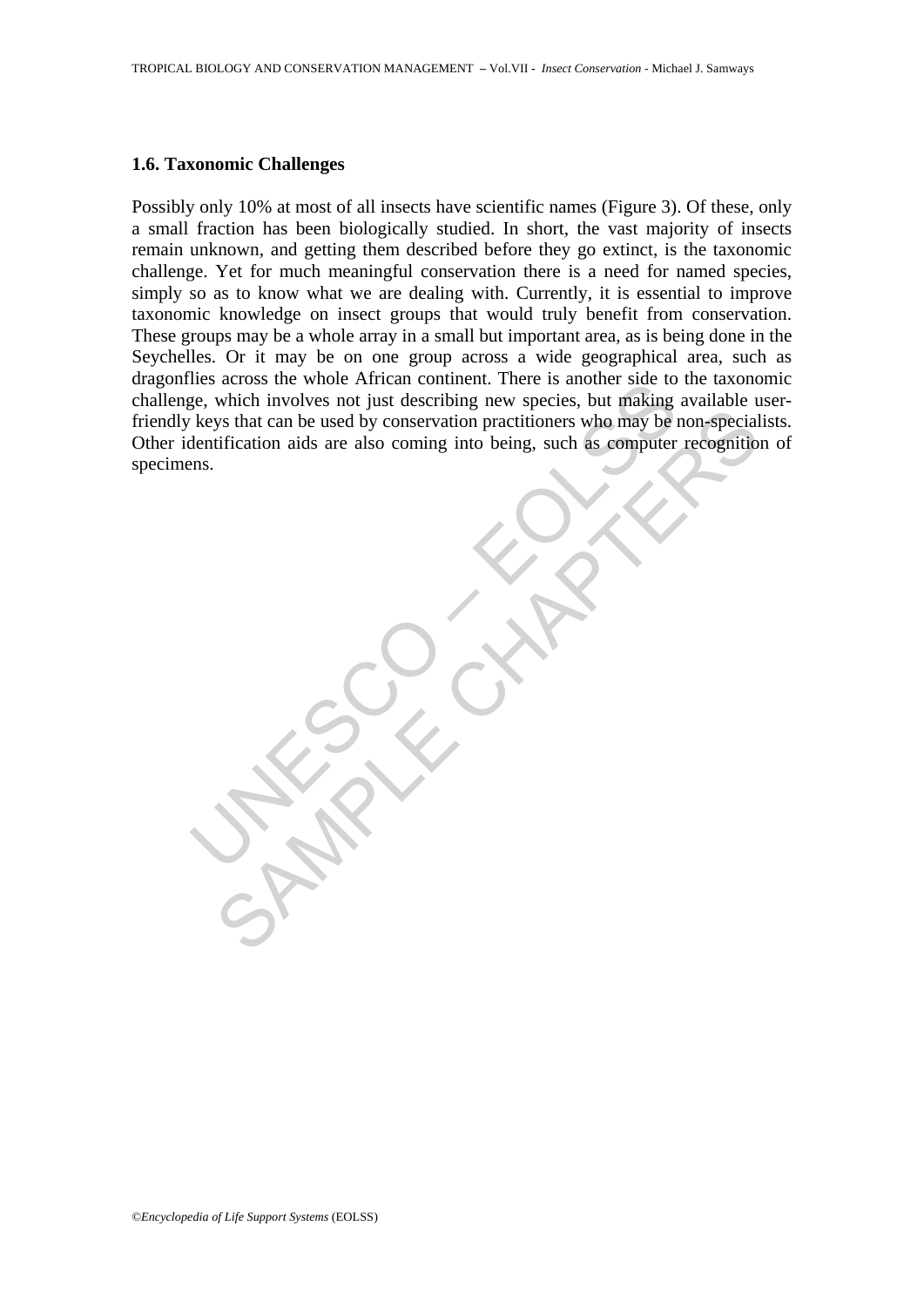### 1.6. Taxonomic Challenges

Possibly only 10% at most of all insects have scientific names (Figure 3). Of these, only a small fraction has been biologically studied. In short, the vast majority of insects remain unknown, and getting them described before they go extinct, is the taxonomic challenge. Yet for much meaningful conservation there is a need for named species, simply so as to know what we are dealing with. Currently, it is essential to improve taxonomic knowledge on insect groups that would truly benefit from conservation. These groups may be a whole array in a small but important area, as is being done in the Seychelles. Or it may be on one group across a wide geographical area, such as dragonflies across the whole African continent. There is another side to the taxonomic challenge, which involves not just describing new species, but making available user-friendly keys that can be used by conservation practitioners who may be non-specialists. Other identification aids are also coming into being, such as computer recognition of specimens.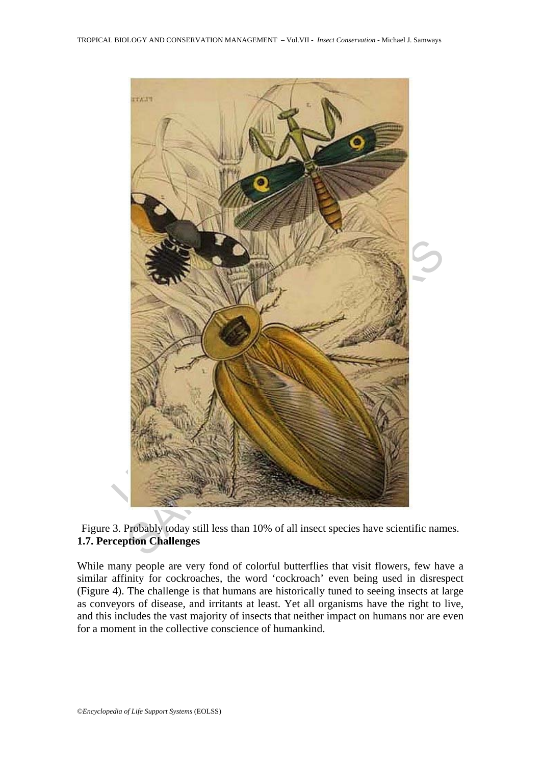Figure 3. Probably today still less than 10% of all insect species have scientific names.

## 1.7. Perception Challenges

While many people are very fond of colorful butterflies that visit flowers, few have a similar affinity for cockroaches, the word 'cockroach' even being used in disrespect (Figure 4). The challenge is that humans are historically tuned to seeing insects at large as conveyors of disease, and irritants at least. Yet all organisms have the right to live, and this includes the vast majority of insects that neither impact on humans nor are even for a moment in the collective conscience of humankind.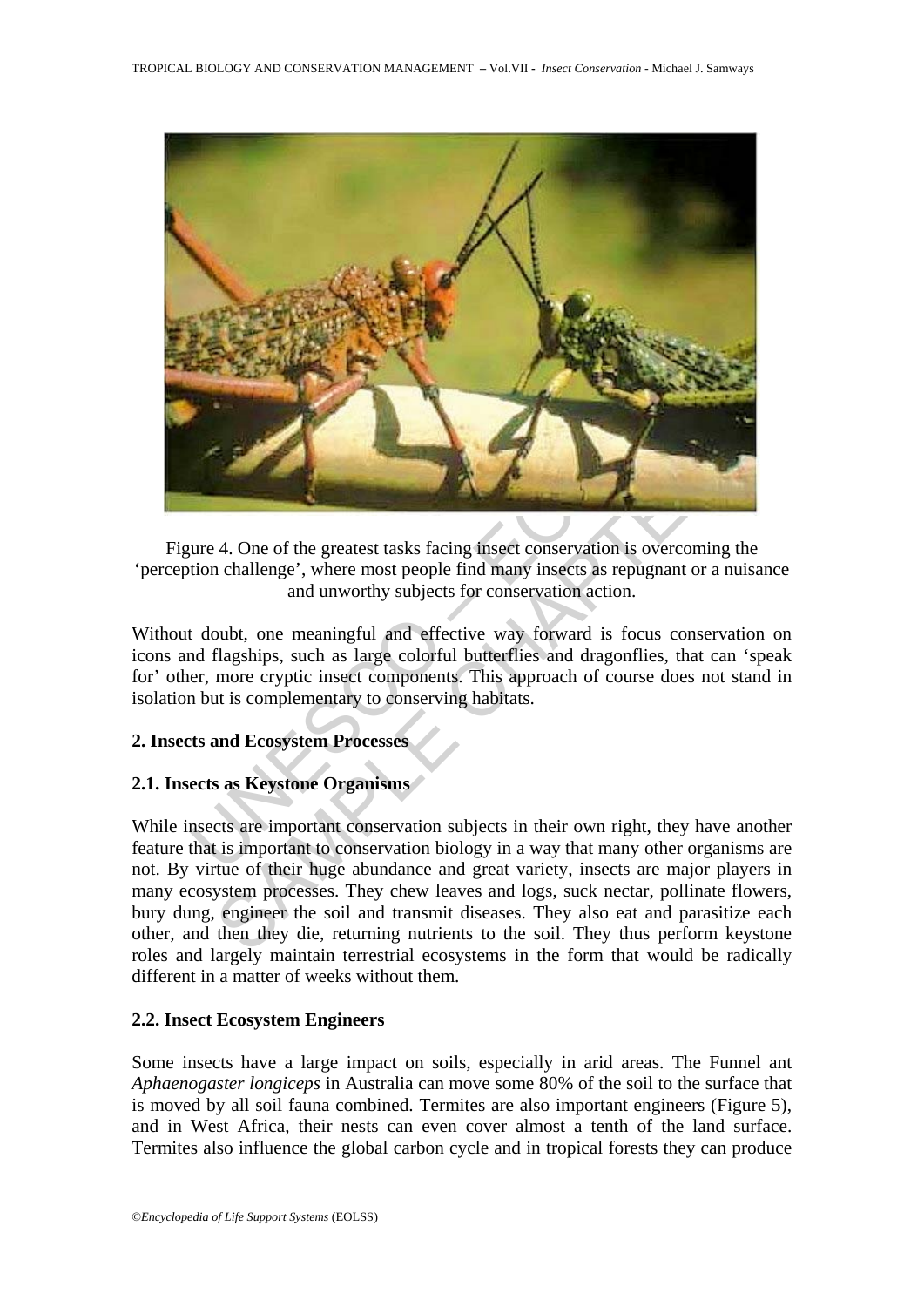Figure 4. One of the greatest tasks facing insect conservation is overcoming the 'perception challenge', where most people find many insects as repugnant or a nuisance and unworthy subjects for conservation action.

Without doubt, one meaningful and effective way forward is focus conservation on icons and flagships, such as large colorful butterflies and dragonflies, that can 'speak for' other, more cryptic insect components. This approach of course does not stand in isolation but is complementary to conserving habitats.

## 2. Insects and Ecosystem Processes

### 2.1. Insects as Keystone Organisms

While insects are important conservation subjects in their own right, they have another feature that is important to conservation biology in a way that many other organisms are not. By virtue of their huge abundance and great variety, insects are major players in many ecosystem processes. They chew leaves and logs, suck nectar, pollinate flowers, bury dung, engineer the soil and transmit diseases. They also eat and parasitize each other, and then they die, returning nutrients to the soil. They thus perform keystone roles and largely maintain terrestrial ecosystems in the form that would be radically different in a matter of weeks without them.

### 2.2. Insect Ecosystem Engineers

Some insects have a large impact on soils, especially in arid areas. The Funnel ant *Aphaenogaster longiceps* in Australia can move some 80% of the soil to the surface that is moved by all soil fauna combined. Termites are also important engineers (Figure 5), and in West Africa, their nests can even cover almost a tenth of the land surface. Termites also influence the global carbon cycle and in tropical forests they can produce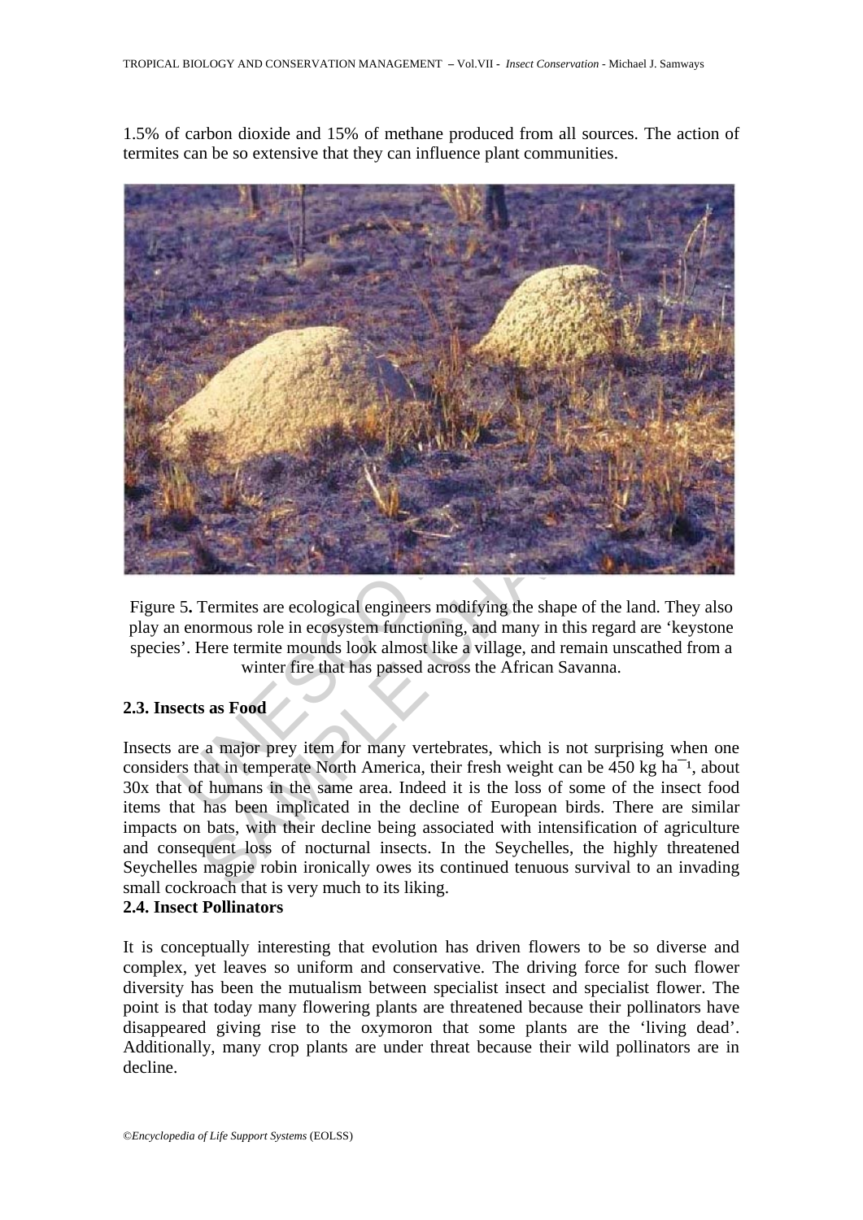1.5% of carbon dioxide and 15% of methane produced from all sources. The action of termites can be so extensive that they can influence plant communities.

Figure 5. Termites are ecological engineers modifying the shape of the land. They also play an enormous role in ecosystem functioning, and many in this regard are 'keystone species'. Here termite mounds look almost like a village, and remain unscathed from a winter fire that has passed across the African Savanna.

### 2.3. Insects as Food

Insects are a major prey item for many vertebrates, which is not surprising when one considers that in temperate North America, their fresh weight can be 450 kg $ha^{-1}$, about 30x that of humans in the same area. Indeed it is the loss of some of the insect food items that has been implicated in the decline of European birds. There are similar impacts on bats, with their decline being associated with intensification of agriculture and consequent loss of nocturnal insects. In the Seychelles, the highly threatened Seychelles magpie robin ironically owes its continued tenuous survival to an invading small cockroach that is very much to its liking.

### 2.4. Insect Pollinators

It is conceptually interesting that evolution has driven flowers to be so diverse and complex, yet leaves so uniform and conservative. The driving force for such flower diversity has been the mutualism between specialist insect and specialist flower. The point is that today many flowering plants are threatened because their pollinators have disappeared giving rise to the oxymoron that some plants are the 'living dead'. Additionally, many crop plants are under threat because their wild pollinators are in decline.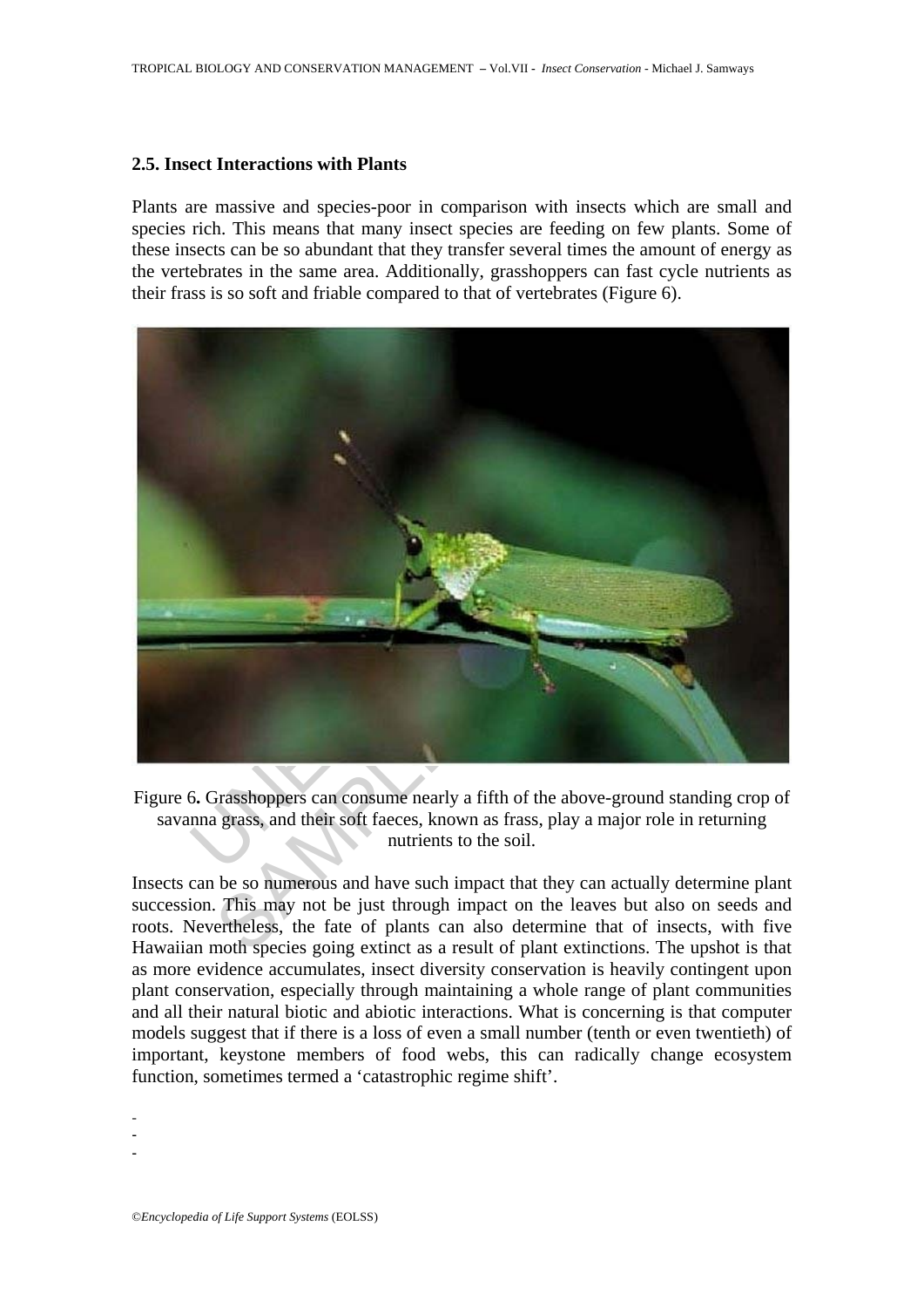## 2.5. Insect Interactions with Plants

Plants are massive and species-poor in comparison with insects which are small and species rich. This means that many insect species are feeding on few plants. Some of these insects can be so abundant that they transfer several times the amount of energy as the vertebrates in the same area. Additionally, grasshoppers can fast cycle nutrients as their frass is so soft and friable compared to that of vertebrates (Figure 6).

Figure 6. Grasshoppers can consume nearly a fifth of the above-ground standing crop of savanna grass, and their soft faeces, known as frass, play a major role in returning nutrients to the soil.

Insects can be so numerous and have such impact that they can actually determine plant succession. This may not be just through impact on the leaves but also on seeds and roots. Nevertheless, the fate of plants can also determine that of insects, with five Hawaiian moth species going extinct as a result of plant extinctions. The upshot is that as more evidence accumulates, insect diversity conservation is heavily contingent upon plant conservation, especially through maintaining a whole range of plant communities and all their natural biotic and abiotic interactions. What is concerning is that computer models suggest that if there is a loss of even a small number (tenth or even twentieth) of important, keystone members of food webs, this can radically change ecosystem function, sometimes termed a 'catastrophic regime shift'.

-
-
-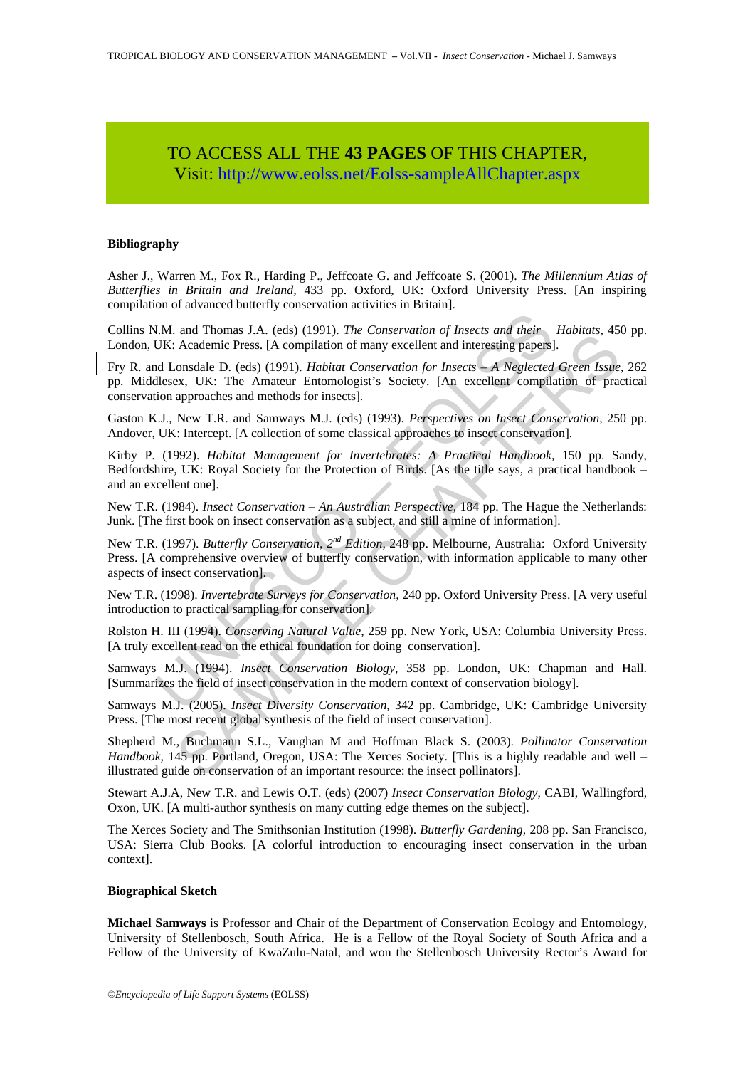TO ACCESS ALL THE **43 PAGES** OF THIS CHAPTER,
Visit: http://www.eolss.net/Eolss-sampleAllChapter.aspx

### Bibliography

Asher J., Warren M., Fox R., Harding P., Jeffcoate G. and Jeffcoate S. (2001). *The Millennium Atlas of Butterflies in Britain and Ireland,* 433 pp. Oxford, UK: Oxford University Press. [An inspiring compilation of advanced butterfly conservation activities in Britain].

Collins N.M. and Thomas J.A. (eds) (1991). *The Conservation of Insects and their Habitats,* 450 pp. London, UK: Academic Press. [A compilation of many excellent and interesting papers].

Fry R. and Lonsdale D. (eds) (1991). *Habitat Conservation for Insects – A Neglected Green Issue,* 262 pp. Middlesex, UK: The Amateur Entomologist's Society. [An excellent compilation of practical conservation approaches and methods for insects].

Gaston K.J., New T.R. and Samways M.J. (eds) (1993). *Perspectives on Insect Conservation,* 250 pp. Andover, UK: Intercept. [A collection of some classical approaches to insect conservation].

Kirby P. (1992). *Habitat Management for Invertebrates: A Practical Handbook,* 150 pp. Sandy, Bedfordshire, UK: Royal Society for the Protection of Birds. [As the title says, a practical handbook – and an excellent one].

New T.R. (1984). *Insect Conservation – An Australian Perspective,* 184 pp. The Hague the Netherlands: Junk. [The first book on insect conservation as a subject, and still a mine of information].

New T.R. (1997). *Butterfly Conservation, 2nd Edition,* 248 pp. Melbourne, Australia: Oxford University Press. [A comprehensive overview of butterfly conservation, with information applicable to many other aspects of insect conservation].

New T.R. (1998). *Invertebrate Surveys for Conservation,* 240 pp. Oxford University Press. [A very useful introduction to practical sampling for conservation].

Rolston H. III (1994). *Conserving Natural Value,* 259 pp. New York, USA: Columbia University Press. [A truly excellent read on the ethical foundation for doing conservation].

Samways M.J. (1994). *Insect Conservation Biology,* 358 pp. London, UK: Chapman and Hall. [Summarizes the field of insect conservation in the modern context of conservation biology].

Samways M.J. (2005). *Insect Diversity Conservation,* 342 pp. Cambridge, UK: Cambridge University Press. [The most recent global synthesis of the field of insect conservation].

Shepherd M., Buchmann S.L., Vaughan M and Hoffman Black S. (2003). *Pollinator Conservation Handbook,* 145 pp. Portland, Oregon, USA: The Xerces Society. [This is a highly readable and well – illustrated guide on conservation of an important resource: the insect pollinators].

Stewart A.J.A, New T.R. and Lewis O.T. (eds) (2007) *Insect Conservation Biology,* CABI, Wallingford, Oxon, UK. [A multi-author synthesis on many cutting edge themes on the subject].

The Xerces Society and The Smithsonian Institution (1998). *Butterfly Gardening,* 208 pp. San Francisco, USA: Sierra Club Books. [A colorful introduction to encouraging insect conservation in the urban context].

### Biographical Sketch

**Michael Samways** is Professor and Chair of the Department of Conservation Ecology and Entomology, University of Stellenbosch, South Africa. He is a Fellow of the Royal Society of South Africa and a Fellow of the University of KwaZulu-Natal, and won the Stellenbosch University Rector's Award for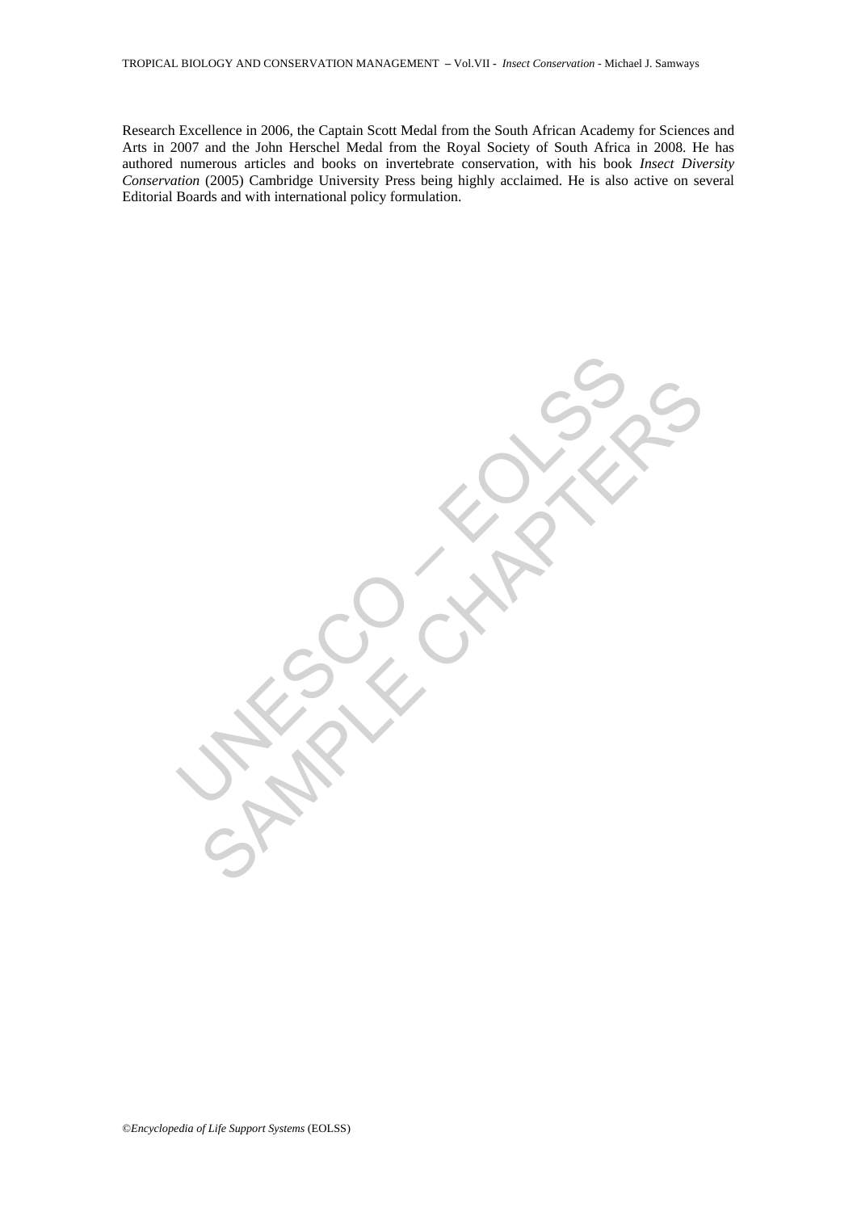Research Excellence in 2006, the Captain Scott Medal from the South African Academy for Sciences and Arts in 2007 and the John Herschel Medal from the Royal Society of South Africa in 2008. He has authored numerous articles and books on invertebrate conservation, with his book *Insect Diversity Conservation* (2005) Cambridge University Press being highly acclaimed. He is also active on several Editorial Boards and with international policy formulation.